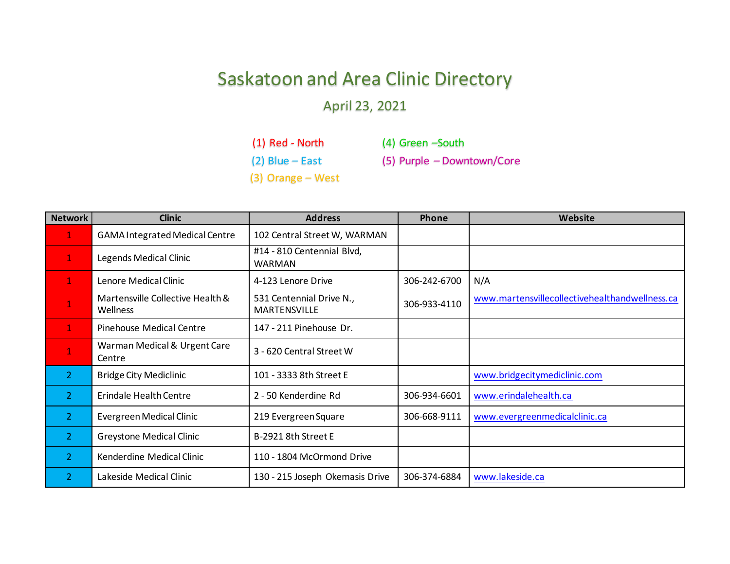# Saskatoon and Area Clinic Directory

## April 23, 2021

(1) Red - North
(2) Blue – East
(3) Orange – West
(4) Green –South
(5) Purple – Downtown/Core

| Network | Clinic | Address | Phone | Website |
|---|---|---|---|---|
| 1 | GAMA Integrated Medical Centre | 102 Central Street W, WARMAN | | |
| 1 | Legends Medical Clinic | #14 - 810 Centennial Blvd, WARMAN | | |
| 1 | Lenore Medical Clinic | 4-123 Lenore Drive | 306-242-6700 | N/A |
| 1 | Martensville Collective Health & Wellness | 531 Centennial Drive N., MARTENSVILLE | 306-933-4110 | www.martensvillecollectivehealthandwellness.ca |
| 1 | Pinehouse Medical Centre | 147 - 211 Pinehouse Dr. | | |
| 1 | Warman Medical & Urgent Care Centre | 3 - 620 Central Street W | | |
| 2 | Bridge City Mediclinic | 101 - 3333 8th Street E | | www.bridgecitymediclinic.com |
| 2 | Erindale Health Centre | 2 - 50 Kenderdine Rd | 306-934-6601 | www.erindalehealth.ca |
| 2 | Evergreen Medical Clinic | 219 Evergreen Square | 306-668-9111 | www.evergreenmedicalclinic.ca |
| 2 | Greystone Medical Clinic | B-2921 8th Street E | | |
| 2 | Kenderdine Medical Clinic | 110 - 1804 McOrmond Drive | | |
| 2 | Lakeside Medical Clinic | 130 - 215 Joseph Okemasis Drive | 306-374-6884 | www.lakeside.ca |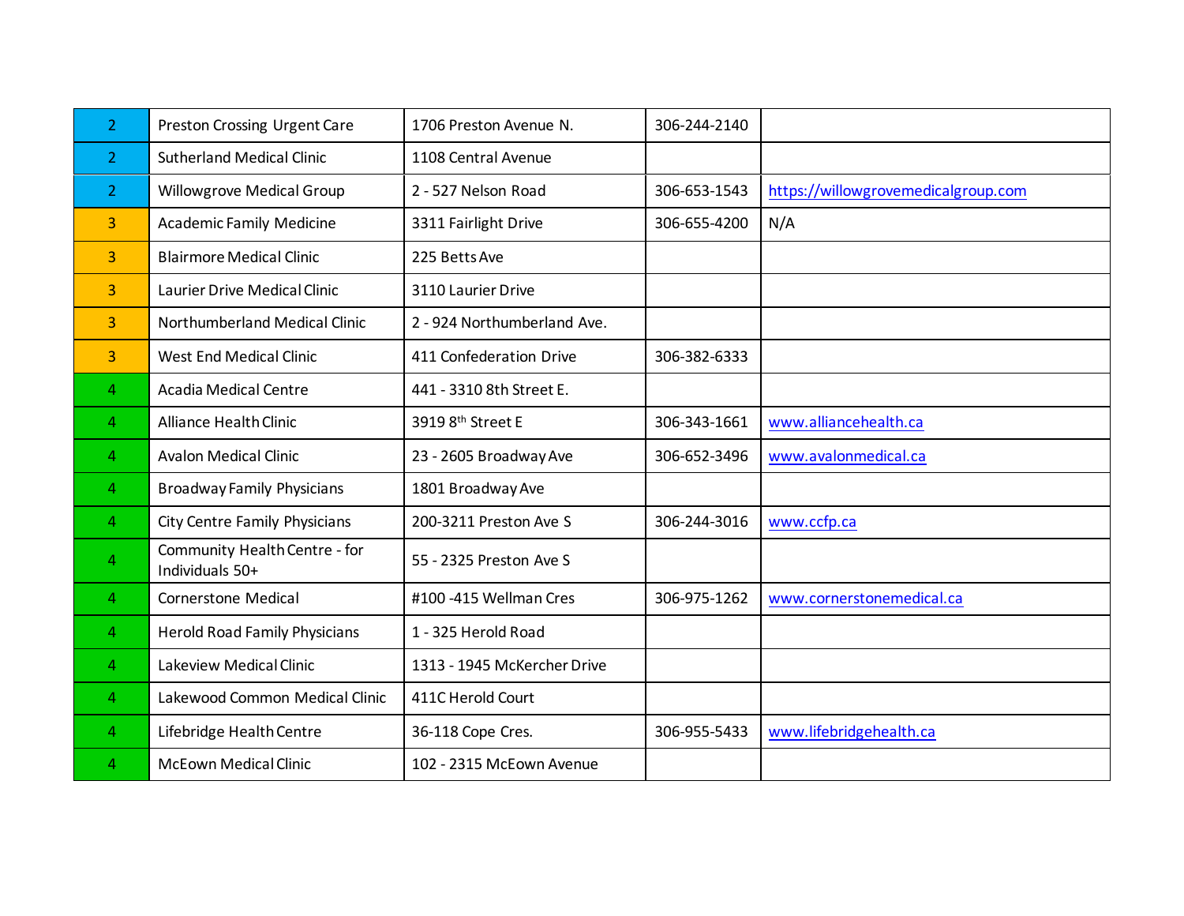| | | | | |
|---|---|---|---|---|
| 2 | Preston Crossing Urgent Care | 1706 Preston Avenue N. | 306-244-2140 | |
| 2 | Sutherland Medical Clinic | 1108 Central Avenue | | |
| 2 | Willowgrove Medical Group | 2 - 527 Nelson Road | 306-653-1543 | https://willowgrovemedicalgroup.com |
| 3 | Academic Family Medicine | 3311 Fairlight Drive | 306-655-4200 | N/A |
| 3 | Blairmore Medical Clinic | 225 Betts Ave | | |
| 3 | Laurier Drive Medical Clinic | 3110 Laurier Drive | | |
| 3 | Northumberland Medical Clinic | 2 - 924 Northumberland Ave. | | |
| 3 | West End Medical Clinic | 411 Confederation Drive | 306-382-6333 | |
| 4 | Acadia Medical Centre | 441 - 3310 8th Street E. | | |
| 4 | Alliance Health Clinic | 3919 8th Street E | 306-343-1661 | www.alliancehealth.ca |
| 4 | Avalon Medical Clinic | 23 - 2605 Broadway Ave | 306-652-3496 | www.avalonmedical.ca |
| 4 | Broadway Family Physicians | 1801 Broadway Ave | | |
| 4 | City Centre Family Physicians | 200-3211 Preston Ave S | 306-244-3016 | www.ccfp.ca |
| 4 | Community Health Centre - for Individuals 50+ | 55 - 2325 Preston Ave S | | |
| 4 | Cornerstone Medical | #100 -415 Wellman Cres | 306-975-1262 | www.cornerstonemedical.ca |
| 4 | Herold Road Family Physicians | 1 - 325 Herold Road | | |
| 4 | Lakeview Medical Clinic | 1313 - 1945 McKercher Drive | | |
| 4 | Lakewood Common Medical Clinic | 411C Herold Court | | |
| 4 | Lifebridge Health Centre | 36-118 Cope Cres. | 306-955-5433 | www.lifebridgehealth.ca |
| 4 | McEown Medical Clinic | 102 - 2315 McEown Avenue | | |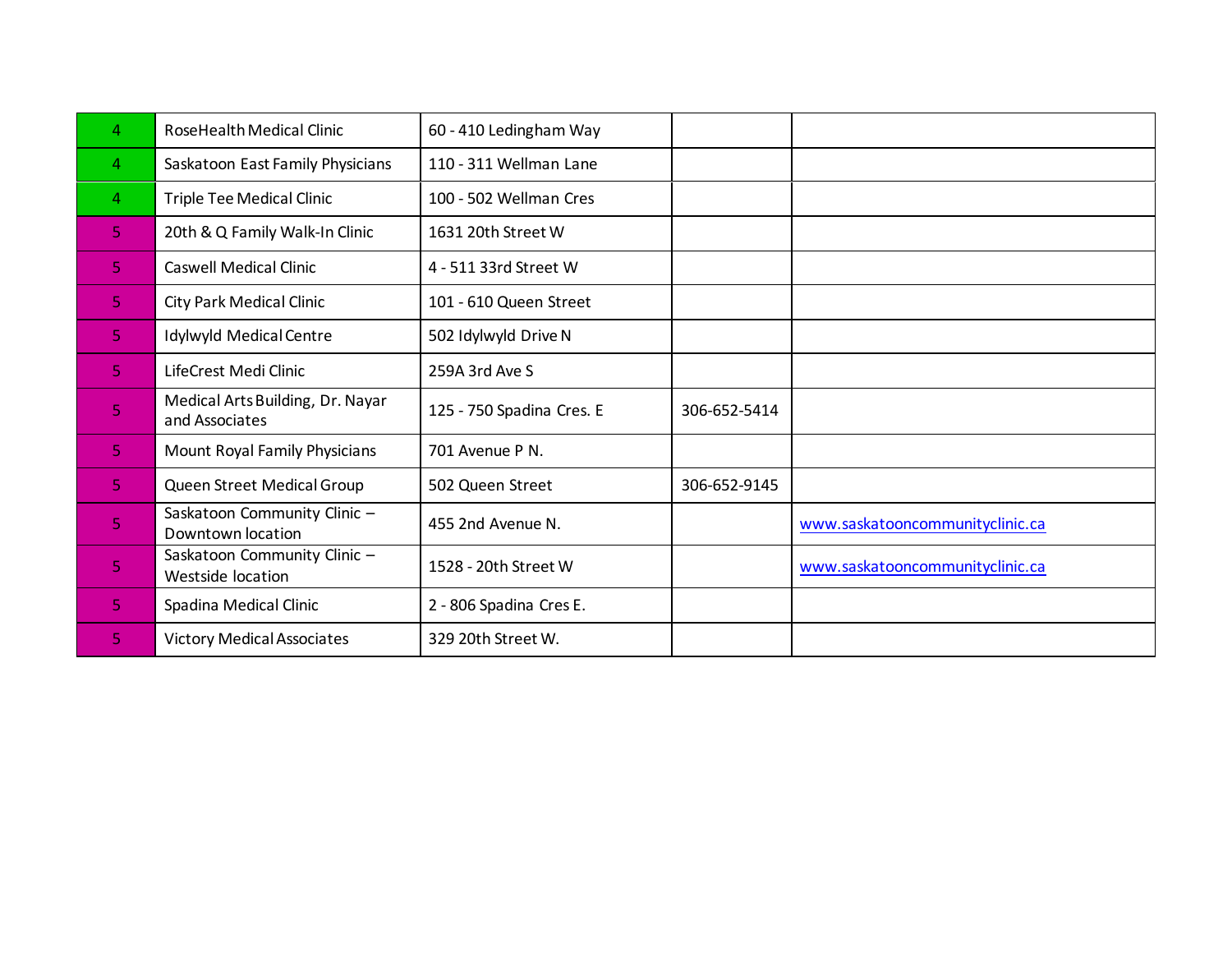| | | | | |
|---|---|---|---|---|
| 4 | RoseHealth Medical Clinic | 60 - 410 Ledingham Way | | |
| 4 | Saskatoon East Family Physicians | 110 - 311 Wellman Lane | | |
| 4 | Triple Tee Medical Clinic | 100 - 502 Wellman Cres | | |
| 5 | 20th & Q Family Walk-In Clinic | 1631 20th Street W | | |
| 5 | Caswell Medical Clinic | 4 - 511 33rd Street W | | |
| 5 | City Park Medical Clinic | 101 - 610 Queen Street | | |
| 5 | Idylwyld Medical Centre | 502 Idylwyld Drive N | | |
| 5 | LifeCrest Medi Clinic | 259A 3rd Ave S | | |
| 5 | Medical Arts Building, Dr. Nayar and Associates | 125 - 750 Spadina Cres. E | 306-652-5414 | |
| 5 | Mount Royal Family Physicians | 701 Avenue P N. | | |
| 5 | Queen Street Medical Group | 502 Queen Street | 306-652-9145 | |
| 5 | Saskatoon Community Clinic – Downtown location | 455 2nd Avenue N. | | www.saskatooncommunityclinic.ca |
| 5 | Saskatoon Community Clinic – Westside location | 1528 - 20th Street W | | www.saskatooncommunityclinic.ca |
| 5 | Spadina Medical Clinic | 2 - 806 Spadina Cres E. | | |
| 5 | Victory Medical Associates | 329 20th Street W. | | |